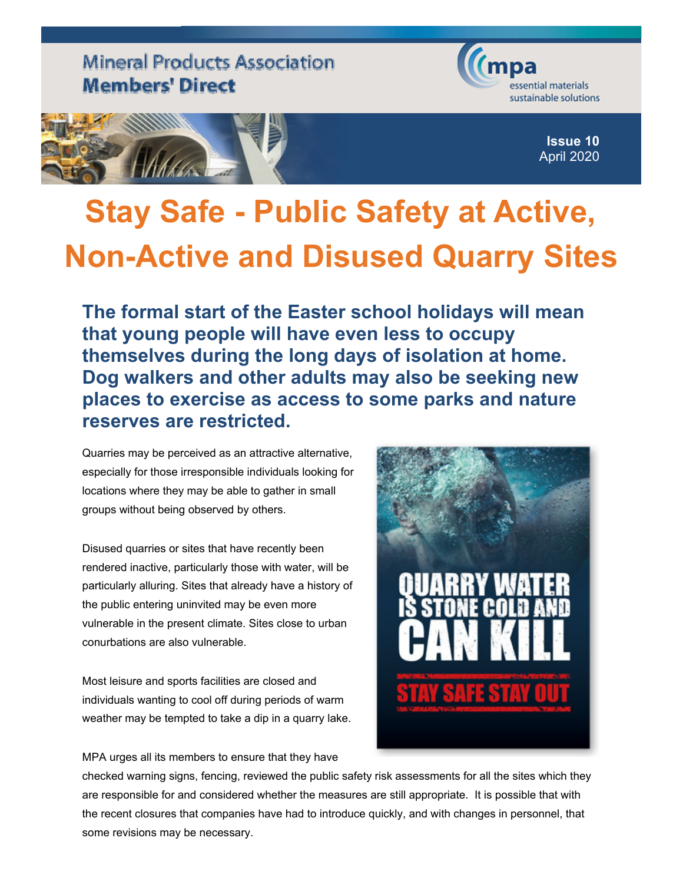Mineral Products Association
**Members' Direct**

mpa
essential materials
sustainable solutions

**Issue 10**
April 2020

# Stay Safe - Public Safety at Active, Non-Active and Disused Quarry Sites

## The formal start of the Easter school holidays will mean that young people will have even less to occupy themselves during the long days of isolation at home. Dog walkers and other adults may also be seeking new places to exercise as access to some parks and nature reserves are restricted.

Quarries may be perceived as an attractive alternative, especially for those irresponsible individuals looking for locations where they may be able to gather in small groups without being observed by others.

Disused quarries or sites that have recently been rendered inactive, particularly those with water, will be particularly alluring. Sites that already have a history of the public entering uninvited may be even more vulnerable in the present climate. Sites close to urban conurbations are also vulnerable.

Most leisure and sports facilities are closed and individuals wanting to cool off during periods of warm weather may be tempted to take a dip in a quarry lake.

QUARRY WATER IS STONE COLD AND CAN KILL

STAY SAFE STAY OUT

MPA urges all its members to ensure that they have checked warning signs, fencing, reviewed the public safety risk assessments for all the sites which they are responsible for and considered whether the measures are still appropriate. It is possible that with the recent closures that companies have had to introduce quickly, and with changes in personnel, that some revisions may be necessary.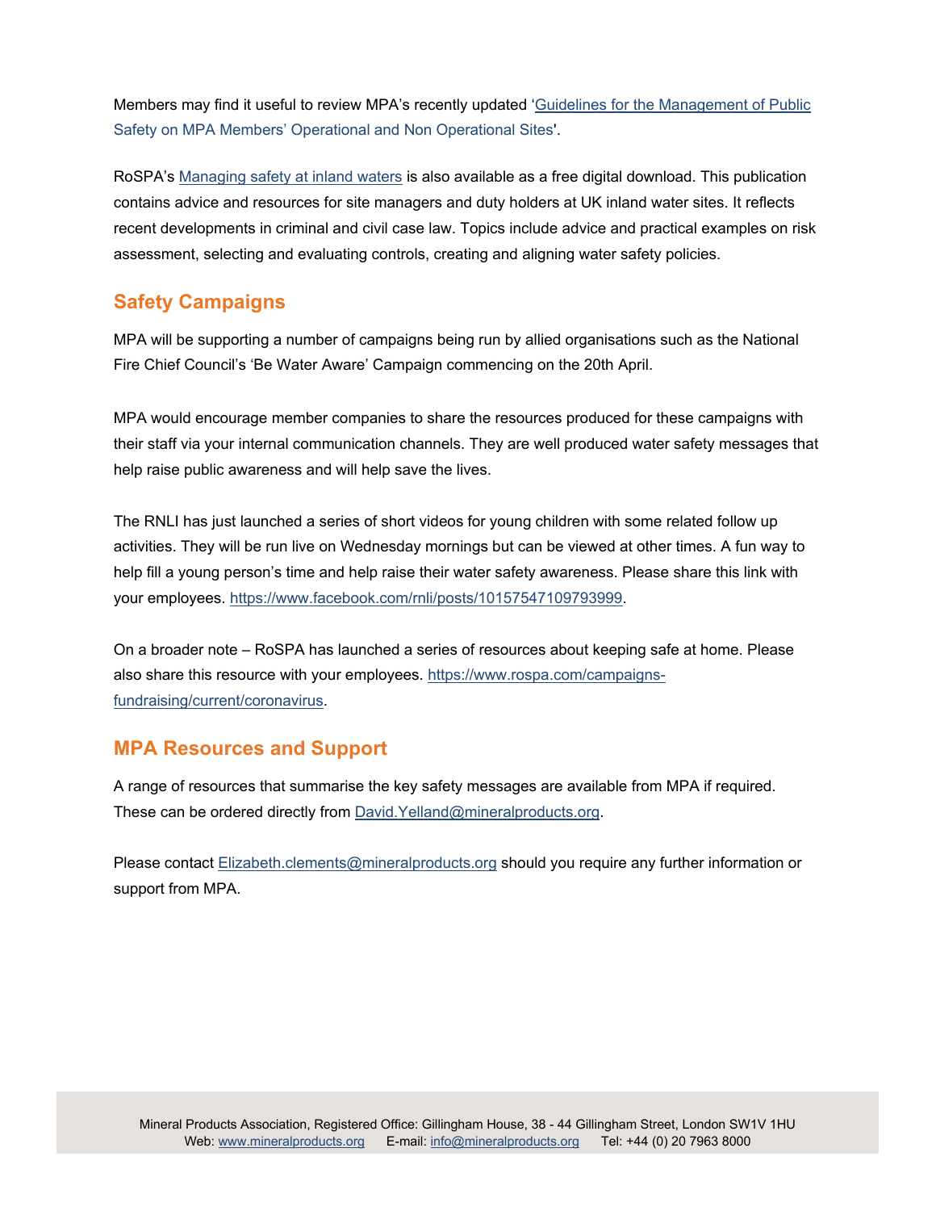Members may find it useful to review MPA's recently updated 'Guidelines for the Management of Public Safety on MPA Members' Operational and Non Operational Sites'.

RoSPA's Managing safety at inland waters is also available as a free digital download. This publication contains advice and resources for site managers and duty holders at UK inland water sites. It reflects recent developments in criminal and civil case law. Topics include advice and practical examples on risk assessment, selecting and evaluating controls, creating and aligning water safety policies.

## Safety Campaigns

MPA will be supporting a number of campaigns being run by allied organisations such as the National Fire Chief Council's 'Be Water Aware' Campaign commencing on the 20th April.

MPA would encourage member companies to share the resources produced for these campaigns with their staff via your internal communication channels. They are well produced water safety messages that help raise public awareness and will help save the lives.

The RNLI has just launched a series of short videos for young children with some related follow up activities. They will be run live on Wednesday mornings but can be viewed at other times. A fun way to help fill a young person's time and help raise their water safety awareness. Please share this link with your employees. https://www.facebook.com/rnli/posts/10157547109793999.

On a broader note – RoSPA has launched a series of resources about keeping safe at home. Please also share this resource with your employees. https://www.rospa.com/campaigns-fundraising/current/coronavirus.

## MPA Resources and Support

A range of resources that summarise the key safety messages are available from MPA if required. These can be ordered directly from David.Yelland@mineralproducts.org.

Please contact Elizabeth.clements@mineralproducts.org should you require any further information or support from MPA.

Mineral Products Association, Registered Office: Gillingham House, 38 - 44 Gillingham Street, London SW1V 1HU
Web: www.mineralproducts.org E-mail: info@mineralproducts.org Tel: +44 (0) 20 7963 8000